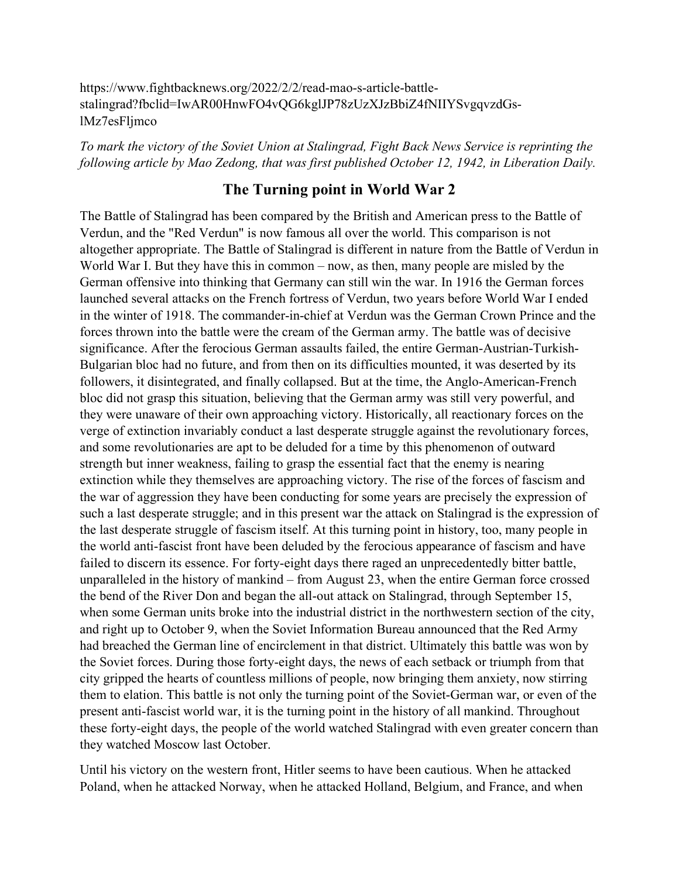https://www.fightbacknews.org/2022/2/2/read-mao-s-article-battle-stalingrad?fbclid=IwAR00HnwFO4vQG6kglJP78zUzXJzBbiZ4fNIIYSvgqvzdGs-lMz7esFljmco

*To mark the victory of the Soviet Union at Stalingrad, Fight Back News Service is reprinting the following article by Mao Zedong, that was first published October 12, 1942, in Liberation Daily.*

# The Turning point in World War 2

The Battle of Stalingrad has been compared by the British and American press to the Battle of Verdun, and the "Red Verdun" is now famous all over the world. This comparison is not altogether appropriate. The Battle of Stalingrad is different in nature from the Battle of Verdun in World War I. But they have this in common – now, as then, many people are misled by the German offensive into thinking that Germany can still win the war. In 1916 the German forces launched several attacks on the French fortress of Verdun, two years before World War I ended in the winter of 1918. The commander-in-chief at Verdun was the German Crown Prince and the forces thrown into the battle were the cream of the German army. The battle was of decisive significance. After the ferocious German assaults failed, the entire German-Austrian-Turkish-Bulgarian bloc had no future, and from then on its difficulties mounted, it was deserted by its followers, it disintegrated, and finally collapsed. But at the time, the Anglo-American-French bloc did not grasp this situation, believing that the German army was still very powerful, and they were unaware of their own approaching victory. Historically, all reactionary forces on the verge of extinction invariably conduct a last desperate struggle against the revolutionary forces, and some revolutionaries are apt to be deluded for a time by this phenomenon of outward strength but inner weakness, failing to grasp the essential fact that the enemy is nearing extinction while they themselves are approaching victory. The rise of the forces of fascism and the war of aggression they have been conducting for some years are precisely the expression of such a last desperate struggle; and in this present war the attack on Stalingrad is the expression of the last desperate struggle of fascism itself. At this turning point in history, too, many people in the world anti-fascist front have been deluded by the ferocious appearance of fascism and have failed to discern its essence. For forty-eight days there raged an unprecedentedly bitter battle, unparalleled in the history of mankind – from August 23, when the entire German force crossed the bend of the River Don and began the all-out attack on Stalingrad, through September 15, when some German units broke into the industrial district in the northwestern section of the city, and right up to October 9, when the Soviet Information Bureau announced that the Red Army had breached the German line of encirclement in that district. Ultimately this battle was won by the Soviet forces. During those forty-eight days, the news of each setback or triumph from that city gripped the hearts of countless millions of people, now bringing them anxiety, now stirring them to elation. This battle is not only the turning point of the Soviet-German war, or even of the present anti-fascist world war, it is the turning point in the history of all mankind. Throughout these forty-eight days, the people of the world watched Stalingrad with even greater concern than they watched Moscow last October.

Until his victory on the western front, Hitler seems to have been cautious. When he attacked Poland, when he attacked Norway, when he attacked Holland, Belgium, and France, and when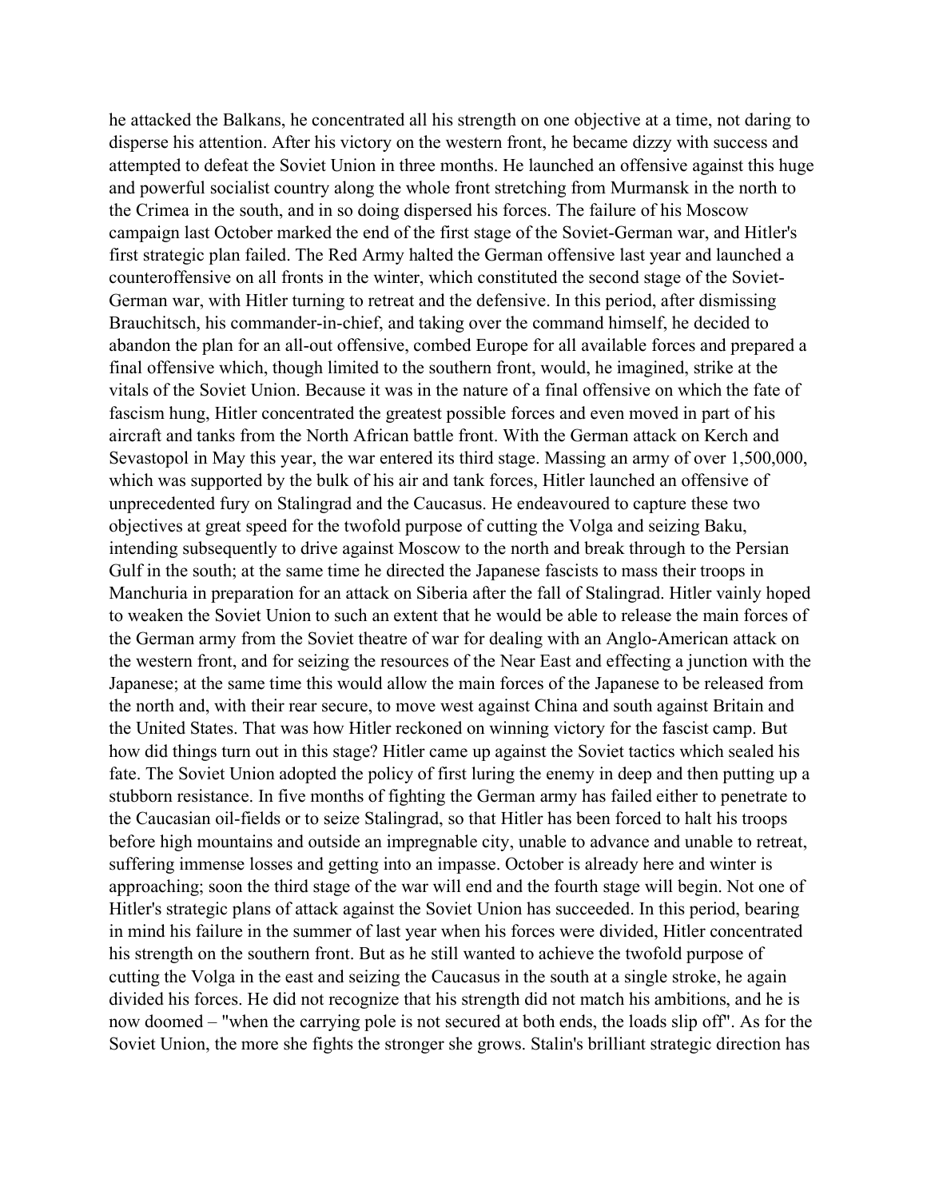he attacked the Balkans, he concentrated all his strength on one objective at a time, not daring to disperse his attention. After his victory on the western front, he became dizzy with success and attempted to defeat the Soviet Union in three months. He launched an offensive against this huge and powerful socialist country along the whole front stretching from Murmansk in the north to the Crimea in the south, and in so doing dispersed his forces. The failure of his Moscow campaign last October marked the end of the first stage of the Soviet-German war, and Hitler's first strategic plan failed. The Red Army halted the German offensive last year and launched a counteroffensive on all fronts in the winter, which constituted the second stage of the Soviet-German war, with Hitler turning to retreat and the defensive. In this period, after dismissing Brauchitsch, his commander-in-chief, and taking over the command himself, he decided to abandon the plan for an all-out offensive, combed Europe for all available forces and prepared a final offensive which, though limited to the southern front, would, he imagined, strike at the vitals of the Soviet Union. Because it was in the nature of a final offensive on which the fate of fascism hung, Hitler concentrated the greatest possible forces and even moved in part of his aircraft and tanks from the North African battle front. With the German attack on Kerch and Sevastopol in May this year, the war entered its third stage. Massing an army of over 1,500,000, which was supported by the bulk of his air and tank forces, Hitler launched an offensive of unprecedented fury on Stalingrad and the Caucasus. He endeavoured to capture these two objectives at great speed for the twofold purpose of cutting the Volga and seizing Baku, intending subsequently to drive against Moscow to the north and break through to the Persian Gulf in the south; at the same time he directed the Japanese fascists to mass their troops in Manchuria in preparation for an attack on Siberia after the fall of Stalingrad. Hitler vainly hoped to weaken the Soviet Union to such an extent that he would be able to release the main forces of the German army from the Soviet theatre of war for dealing with an Anglo-American attack on the western front, and for seizing the resources of the Near East and effecting a junction with the Japanese; at the same time this would allow the main forces of the Japanese to be released from the north and, with their rear secure, to move west against China and south against Britain and the United States. That was how Hitler reckoned on winning victory for the fascist camp. But how did things turn out in this stage? Hitler came up against the Soviet tactics which sealed his fate. The Soviet Union adopted the policy of first luring the enemy in deep and then putting up a stubborn resistance. In five months of fighting the German army has failed either to penetrate to the Caucasian oil-fields or to seize Stalingrad, so that Hitler has been forced to halt his troops before high mountains and outside an impregnable city, unable to advance and unable to retreat, suffering immense losses and getting into an impasse. October is already here and winter is approaching; soon the third stage of the war will end and the fourth stage will begin. Not one of Hitler's strategic plans of attack against the Soviet Union has succeeded. In this period, bearing in mind his failure in the summer of last year when his forces were divided, Hitler concentrated his strength on the southern front. But as he still wanted to achieve the twofold purpose of cutting the Volga in the east and seizing the Caucasus in the south at a single stroke, he again divided his forces. He did not recognize that his strength did not match his ambitions, and he is now doomed – "when the carrying pole is not secured at both ends, the loads slip off". As for the Soviet Union, the more she fights the stronger she grows. Stalin's brilliant strategic direction has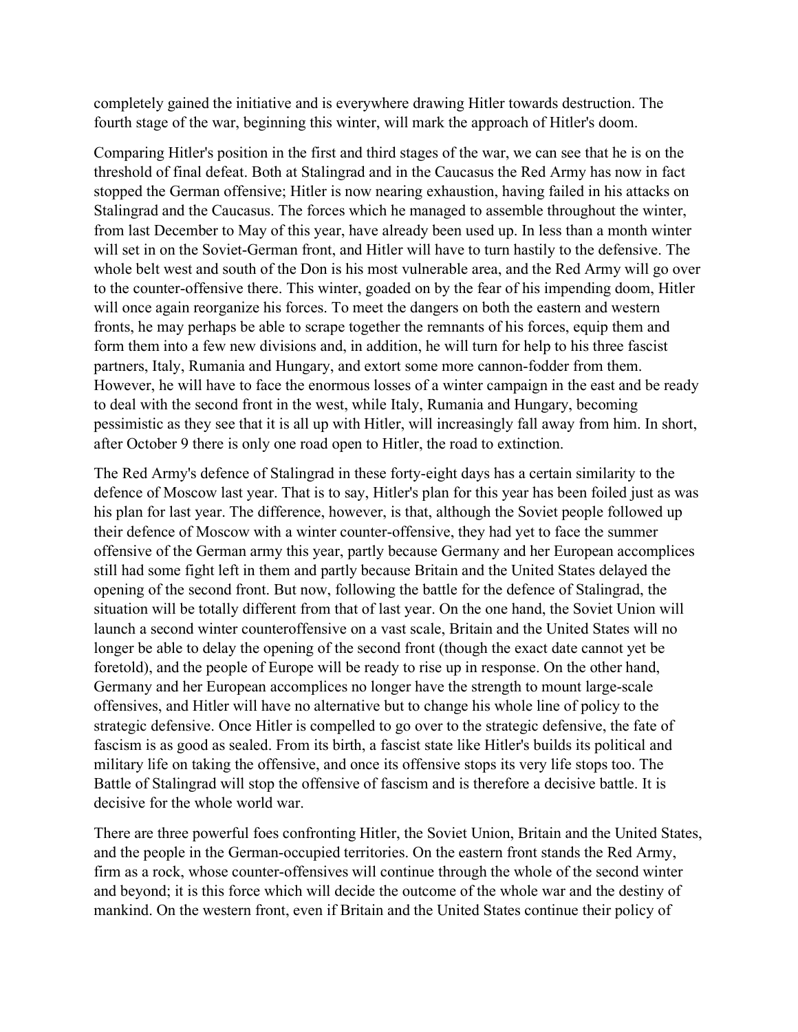completely gained the initiative and is everywhere drawing Hitler towards destruction. The fourth stage of the war, beginning this winter, will mark the approach of Hitler's doom.

Comparing Hitler's position in the first and third stages of the war, we can see that he is on the threshold of final defeat. Both at Stalingrad and in the Caucasus the Red Army has now in fact stopped the German offensive; Hitler is now nearing exhaustion, having failed in his attacks on Stalingrad and the Caucasus. The forces which he managed to assemble throughout the winter, from last December to May of this year, have already been used up. In less than a month winter will set in on the Soviet-German front, and Hitler will have to turn hastily to the defensive. The whole belt west and south of the Don is his most vulnerable area, and the Red Army will go over to the counter-offensive there. This winter, goaded on by the fear of his impending doom, Hitler will once again reorganize his forces. To meet the dangers on both the eastern and western fronts, he may perhaps be able to scrape together the remnants of his forces, equip them and form them into a few new divisions and, in addition, he will turn for help to his three fascist partners, Italy, Rumania and Hungary, and extort some more cannon-fodder from them. However, he will have to face the enormous losses of a winter campaign in the east and be ready to deal with the second front in the west, while Italy, Rumania and Hungary, becoming pessimistic as they see that it is all up with Hitler, will increasingly fall away from him. In short, after October 9 there is only one road open to Hitler, the road to extinction.

The Red Army's defence of Stalingrad in these forty-eight days has a certain similarity to the defence of Moscow last year. That is to say, Hitler's plan for this year has been foiled just as was his plan for last year. The difference, however, is that, although the Soviet people followed up their defence of Moscow with a winter counter-offensive, they had yet to face the summer offensive of the German army this year, partly because Germany and her European accomplices still had some fight left in them and partly because Britain and the United States delayed the opening of the second front. But now, following the battle for the defence of Stalingrad, the situation will be totally different from that of last year. On the one hand, the Soviet Union will launch a second winter counteroffensive on a vast scale, Britain and the United States will no longer be able to delay the opening of the second front (though the exact date cannot yet be foretold), and the people of Europe will be ready to rise up in response. On the other hand, Germany and her European accomplices no longer have the strength to mount large-scale offensives, and Hitler will have no alternative but to change his whole line of policy to the strategic defensive. Once Hitler is compelled to go over to the strategic defensive, the fate of fascism is as good as sealed. From its birth, a fascist state like Hitler's builds its political and military life on taking the offensive, and once its offensive stops its very life stops too. The Battle of Stalingrad will stop the offensive of fascism and is therefore a decisive battle. It is decisive for the whole world war.

There are three powerful foes confronting Hitler, the Soviet Union, Britain and the United States, and the people in the German-occupied territories. On the eastern front stands the Red Army, firm as a rock, whose counter-offensives will continue through the whole of the second winter and beyond; it is this force which will decide the outcome of the whole war and the destiny of mankind. On the western front, even if Britain and the United States continue their policy of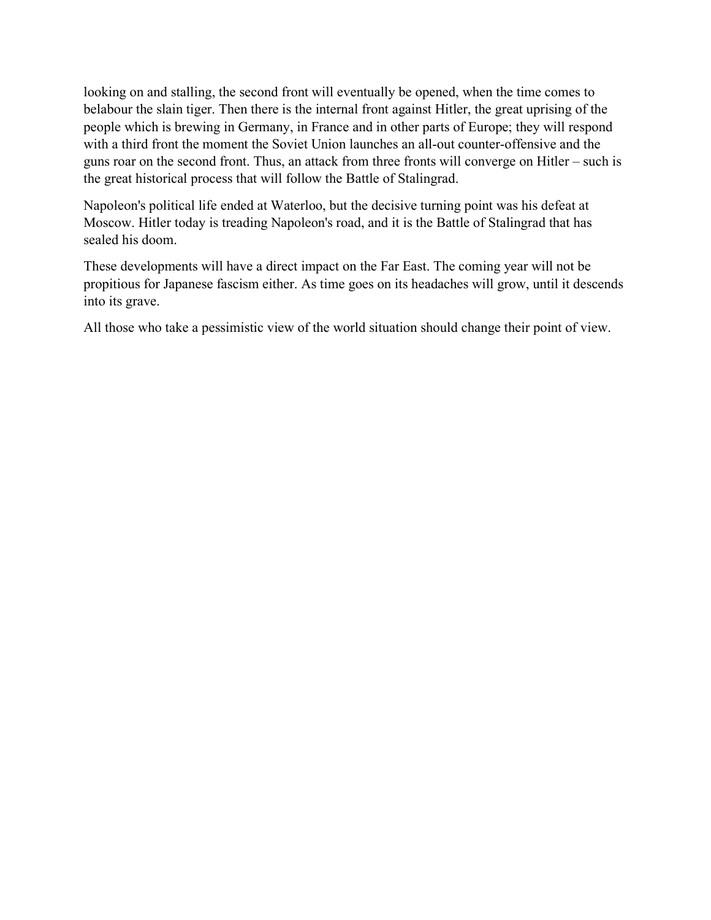looking on and stalling, the second front will eventually be opened, when the time comes to belabour the slain tiger. Then there is the internal front against Hitler, the great uprising of the people which is brewing in Germany, in France and in other parts of Europe; they will respond with a third front the moment the Soviet Union launches an all-out counter-offensive and the guns roar on the second front. Thus, an attack from three fronts will converge on Hitler – such is the great historical process that will follow the Battle of Stalingrad.

Napoleon's political life ended at Waterloo, but the decisive turning point was his defeat at Moscow. Hitler today is treading Napoleon's road, and it is the Battle of Stalingrad that has sealed his doom.

These developments will have a direct impact on the Far East. The coming year will not be propitious for Japanese fascism either. As time goes on its headaches will grow, until it descends into its grave.

All those who take a pessimistic view of the world situation should change their point of view.